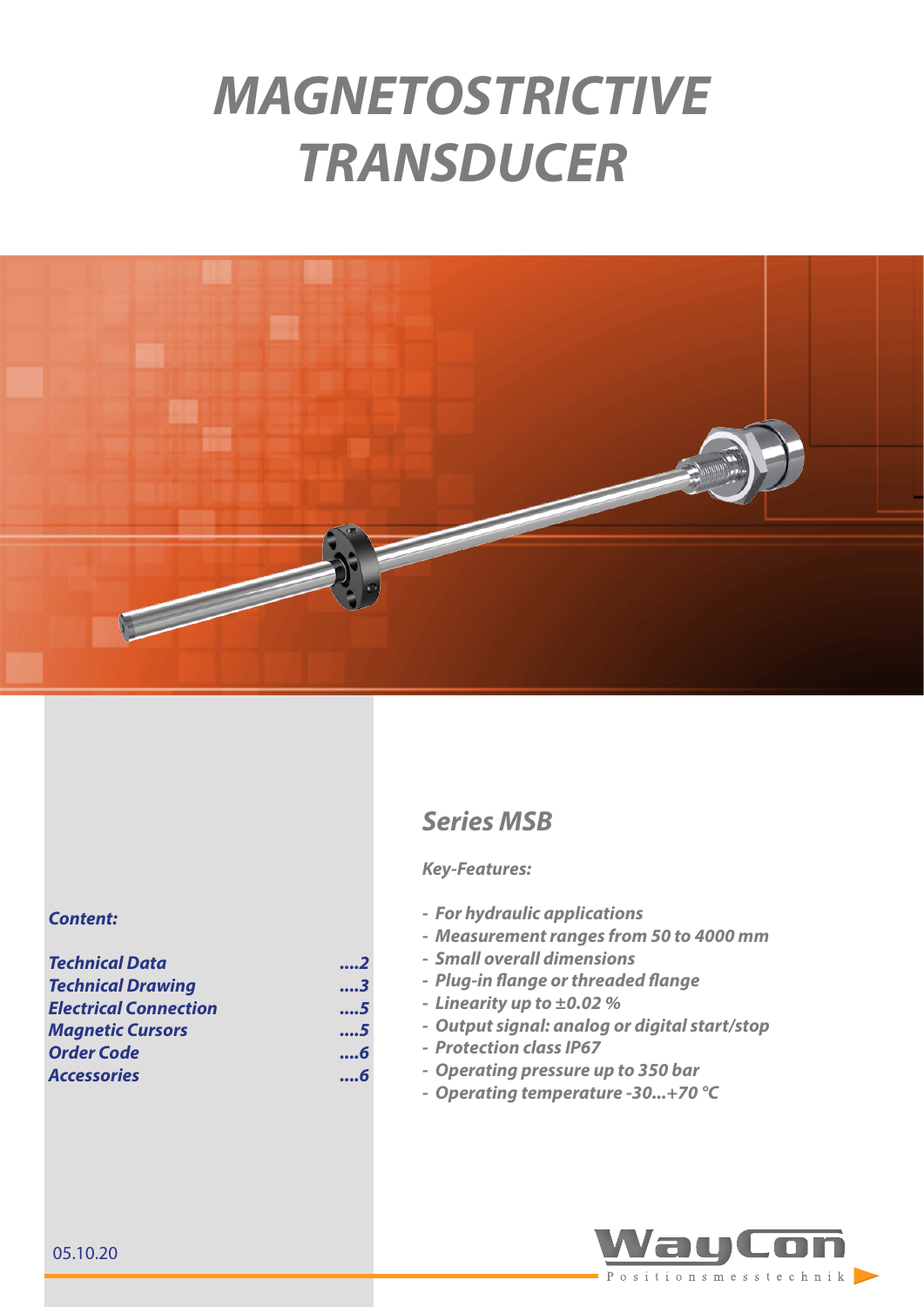# *MAGNETOSTRICTIVE TRANSDUCER*

## *Series MSB*

***Key-Features:***

- ***For hydraulic applications***
- ***Measurement ranges from 50 to 4000 mm***
- ***Small overall dimensions***
- ***Plug-in flange or threaded flange***
- ***Linearity up to ±0.02 %***
- ***Output signal: analog or digital start/stop***
- ***Protection class IP67***
- ***Operating pressure up to 350 bar***
- ***Operating temperature -30...+70 °C***

***Content:***

| | |
|---|---|
| ***Technical Data*** | ***....2*** |
| ***Technical Drawing*** | ***....3*** |
| ***Electrical Connection*** | ***....5*** |
| ***Magnetic Cursors*** | ***....5*** |
| ***Order Code*** | ***....6*** |
| ***Accessories*** | ***....6*** |

05.10.20

WayCon Positionsmesstechnik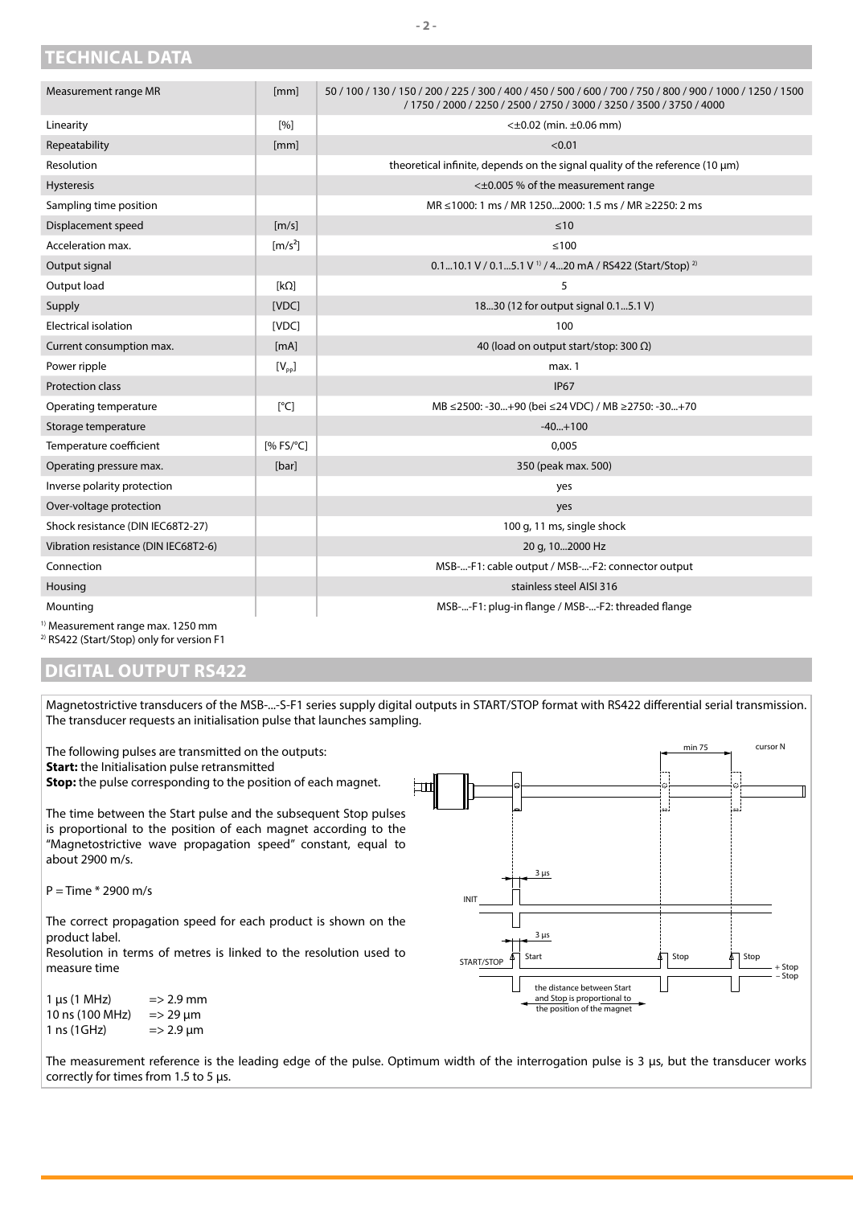## TECHNICAL DATA

| Measurement range MR | [mm] | 50 / 100 / 130 / 150 / 200 / 225 / 300 / 400 / 450 / 500 / 600 / 700 / 750 / 800 / 900 / 1000 / 1250 / 1500 / 1750 / 2000 / 2250 / 2500 / 2750 / 3000 / 3250 / 3500 / 3750 / 4000 |
|---|---|---|
| Linearity | [%] | <±0.02 (min. ±0.06 mm) |
| Repeatability | [mm] | <0.01 |
| Resolution | | theoretical infinite, depends on the signal quality of the reference (10 µm) |
| Hysteresis | | <±0.005 % of the measurement range |
| Sampling time position | | MR ≤1000: 1 ms / MR 1250...2000: 1.5 ms / MR ≥2250: 2 ms |
| Displacement speed | [m/s] | ≤10 |
| Acceleration max. | [m/s²] | ≤100 |
| Output signal | | 0.1...10.1 V / 0.1...5.1 V [1] / 4...20 mA / RS422 (Start/Stop) [2] |
| Output load | [kΩ] | 5 |
| Supply | [VDC] | 18...30 (12 for output signal 0.1...5.1 V) |
| Electrical isolation | [VDC] | 100 |
| Current consumption max. | [mA] | 40 (load on output start/stop: 300 Ω) |
| Power ripple | [$V_{pp}$] | max. 1 |
| Protection class | | IP67 |
| Operating temperature | [°C] | MB ≤2500: -30...+90 (bei ≤24 VDC) / MB ≥2750: -30...+70 |
| Storage temperature | | -40...+100 |
| Temperature coefficient | [% FS/°C] | 0,005 |
| Operating pressure max. | [bar] | 350 (peak max. 500) |
| Inverse polarity protection | | yes |
| Over-voltage protection | | yes |
| Shock resistance (DIN IEC68T2-27) | | 100 g, 11 ms, single shock |
| Vibration resistance (DIN IEC68T2-6) | | 20 g, 10...2000 Hz |
| Connection | | MSB-...-F1: cable output / MSB-...-F2: connector output |
| Housing | | stainless steel AISI 316 |
| Mounting | | MSB-...-F1: plug-in flange / MSB-...-F2: threaded flange |

[1] Measurement range max. 1250 mm
[2] RS422 (Start/Stop) only for version F1

## DIGITAL OUTPUT RS422

Magnetostrictive transducers of the MSB-...-S-F1 series supply digital outputs in START/STOP format with RS422 differential serial transmission. The transducer requests an initialisation pulse that launches sampling.

The following pulses are transmitted on the outputs:
**Start:** the Initialisation pulse retransmitted
**Stop:** the pulse corresponding to the position of each magnet.

The time between the Start pulse and the subsequent Stop pulses is proportional to the position of each magnet according to the "Magnetostrictive wave propagation speed" constant, equal to about 2900 m/s.

P = Time * 2900 m/s

The correct propagation speed for each product is shown on the product label.
Resolution in terms of metres is linked to the resolution used to measure time

| | |
|---|---|
| 1 µs (1 MHz) | => 2.9 mm |
| 10 ns (100 MHz) | => 29 µm |
| 1 ns (1GHz) | => 2.9 µm |

min 75 — cursor N — 3 µs — INIT — 3 µs — START/STOP — Start — Stop — Stop — + Stop — – Stop — the distance between Start and Stop is proportional to the position of the magnet

The measurement reference is the leading edge of the pulse. Optimum width of the interrogation pulse is 3 µs, but the transducer works correctly for times from 1.5 to 5 µs.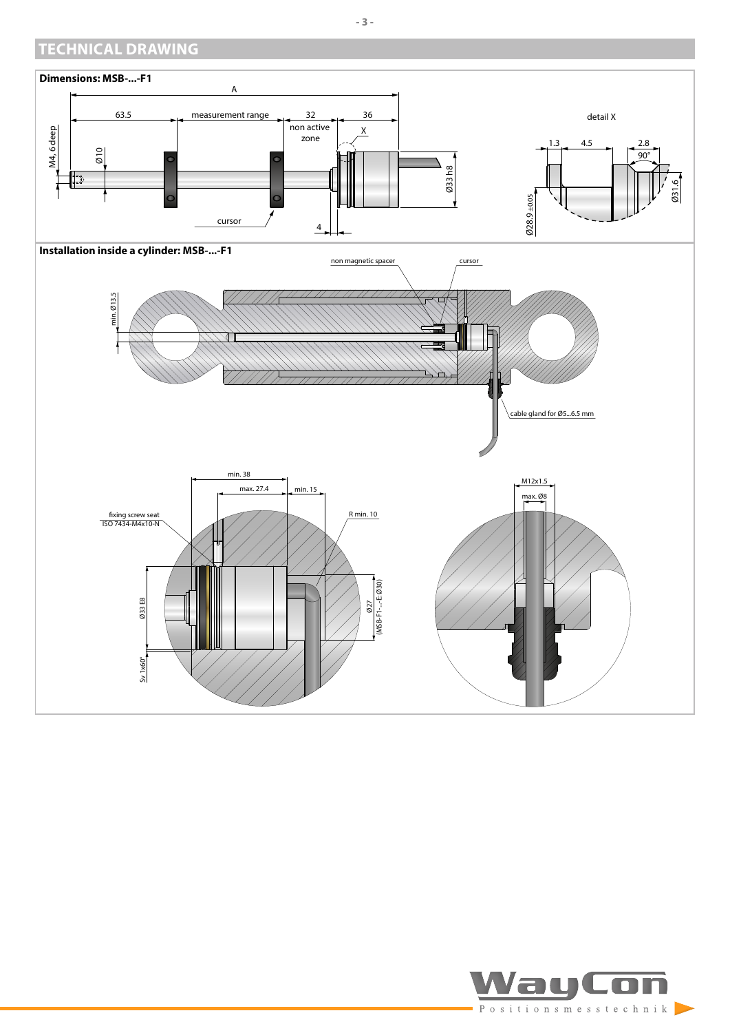## TECHNICAL DRAWING

**Dimensions: MSB-...-F1**

A

63.5 measurement range 32 36

non active zone

X

M4, 6 deep

Ø10

Ø33 h8

cursor

4

detail X

1.3 4.5 2.8

90°

Ø28.9±0.05

Ø31.6

**Installation inside a cylinder: MSB-...-F1**

non magnetic spacer

cursor

min. Ø13.5

cable gland for Ø5...6.5 mm

min. 38

max. 27.4

min. 15

fixing screw seat ISO 7434-M4x10-N

R min. 10

Ø33 E8

Sv 1x60°

Ø27 (MSB-F1-...-E: Ø30)

M12x1.5

max. Ø8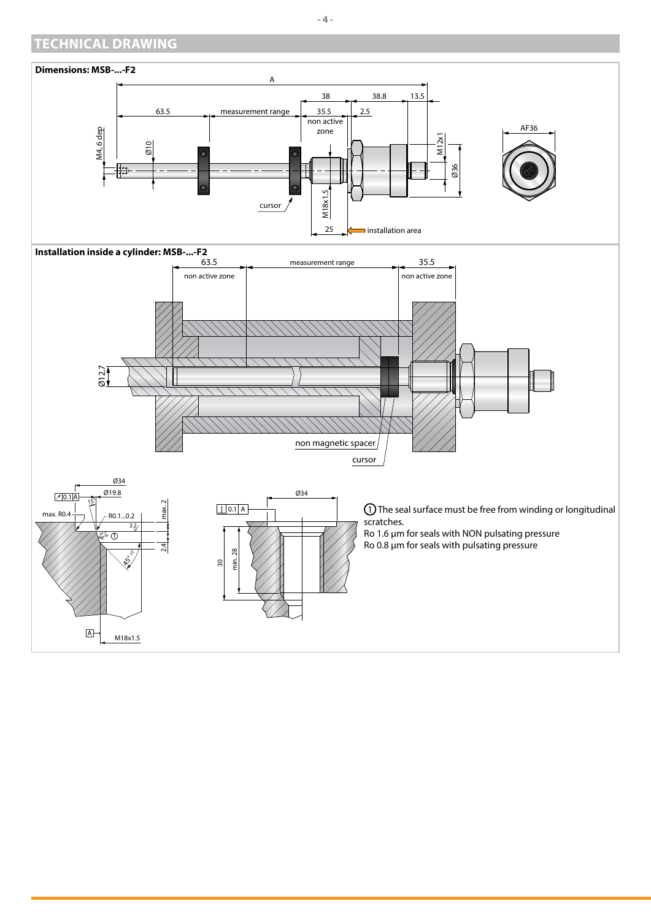## TECHNICAL DRAWING

**Dimensions: MSB-...-F2**

A

38 | 38.8 | 13.5

63.5 | measurement range | 35.5 non active zone | 2.5

M4, 6 dep | Ø10 | M12x1 | Ø36 | AF36

cursor | M18x1.5 | 25 | installation area

**Installation inside a cylinder: MSB-...-F2**

63.5 non active zone | measurement range | 35.5 non active zone

Ø12.7

non magnetic spacer

cursor

Ø34 | Ø19.8 | 0.1 A | 15° | max. R0.4 | R0.1...0.2 | 3.2 | max. 2 | 2.4 | 45° | A | M18x1.5

Ø34 | ⊥ 0.1 A | 30 | min. 28

① The seal surface must be free from winding or longitudinal scratches.
Ro 1.6 µm for seals with NON pulsating pressure
Ro 0.8 µm for seals with pulsating pressure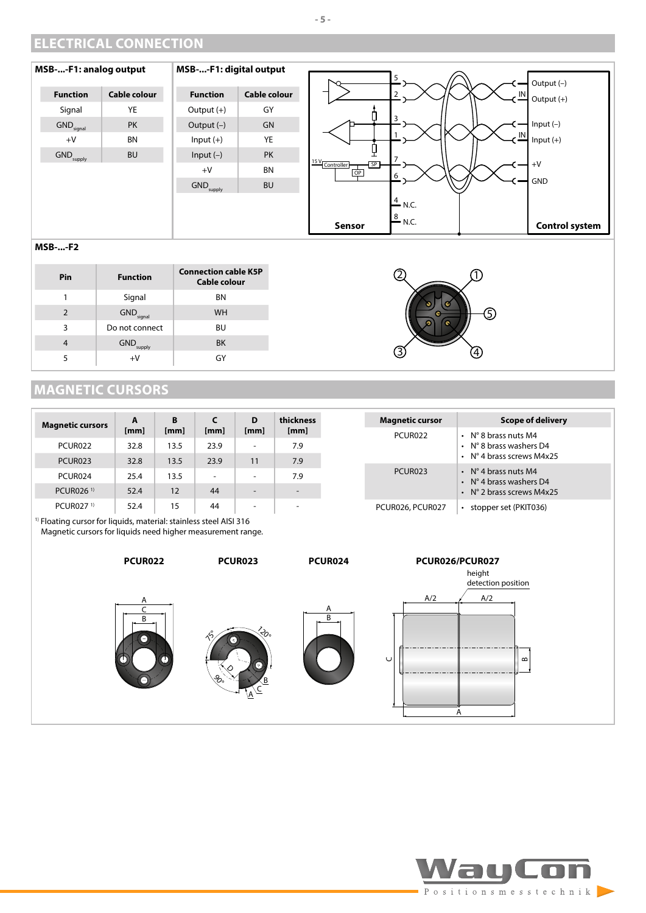## ELECTRICAL CONNECTION

**MSB-...-F1: analog output**

| Function | Cable colour |
|---|---|
| Signal | YE |
| $GND_{signal}$ | PK |
| +V | BN |
| $GND_{supply}$ | BU |

**MSB-...-F1: digital output**

| Function | Cable colour |
|---|---|
| Output (+) | GY |
| Output (–) | GN |
| Input (+) | YE |
| Input (–) | PK |
| +V | BN |
| $GND_{supply}$ | BU |

Sensor — Control system

5 – Output (–)
2 – Output (+)
3 – Input (–)
1 – Input (+)
7 – +V
6 – GND
4 – N.C.
8 – N.C.

**MSB-...-F2**

| Pin | Function | Connection cable K5P Cable colour |
|---|---|---|
| 1 | Signal | BN |
| 2 | $GND_{signal}$ | WH |
| 3 | Do not connect | BU |
| 4 | $GND_{supply}$ | BK |
| 5 | +V | GY |

## MAGNETIC CURSORS

| Magnetic cursors | A [mm] | B [mm] | C [mm] | D [mm] | thickness [mm] |
|---|---|---|---|---|---|
| PCUR022 | 32.8 | 13.5 | 23.9 | - | 7.9 |
| PCUR023 | 32.8 | 13.5 | 23.9 | 11 | 7.9 |
| PCUR024 | 25.4 | 13.5 | - | - | 7.9 |
| PCUR026 [1] | 52.4 | 12 | 44 | - | - |
| PCUR027 [1] | 52.4 | 15 | 44 | - | - |

[1] Floating cursor for liquids, material: stainless steel AISI 316
Magnetic cursors for liquids need higher measurement range.

| Magnetic cursor | Scope of delivery |
|---|---|
| PCUR022 | • N° 8 brass nuts M4<br>• N° 8 brass washers D4<br>• N° 4 brass screws M4x25 |
| PCUR023 | • N° 4 brass nuts M4<br>• N° 4 brass washers D4<br>• N° 2 brass screws M4x25 |
| PCUR026, PCUR027 | • stopper set (PKIT036) |

**PCUR022** **PCUR023** **PCUR024** **PCUR026/PCUR027**

height detection position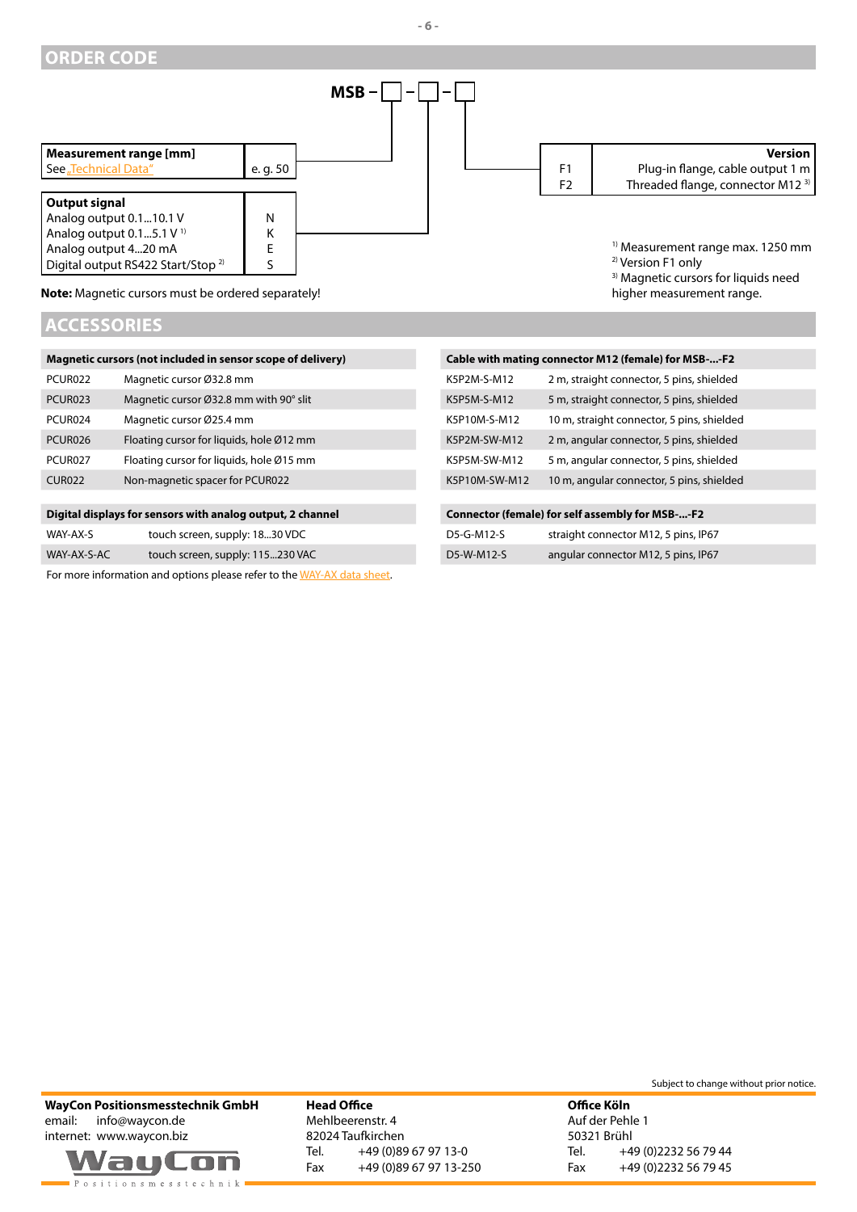## ORDER CODE

**MSB – [ ] – [ ] – [ ]**

| **Measurement range [mm]** | |
|---|---|
| See „Technical Data" | e. g. 50 |

| **Output signal** | |
|---|---|
| Analog output 0.1...10.1 V | N |
| Analog output 0.1...5.1 V [1] | K |
| Analog output 4...20 mA | E |
| Digital output RS422 Start/Stop [2] | S |

| | **Version** |
|---|---|
| F1 | Plug-in flange, cable output 1 m |
| F2 | Threaded flange, connector M12 [3] |

[1] Measurement range max. 1250 mm
[2] Version F1 only
[3] Magnetic cursors for liquids need higher measurement range.

**Note:** Magnetic cursors must be ordered separately!

## ACCESSORIES

| **Magnetic cursors (not included in sensor scope of delivery)** | |
|---|---|
| PCUR022 | Magnetic cursor Ø32.8 mm |
| PCUR023 | Magnetic cursor Ø32.8 mm with 90° slit |
| PCUR024 | Magnetic cursor Ø25.4 mm |
| PCUR026 | Floating cursor for liquids, hole Ø12 mm |
| PCUR027 | Floating cursor for liquids, hole Ø15 mm |
| CUR022 | Non-magnetic spacer for PCUR022 |

| **Digital displays for sensors with analog output, 2 channel** | |
|---|---|
| WAY-AX-S | touch screen, supply: 18...30 VDC |
| WAY-AX-S-AC | touch screen, supply: 115...230 VAC |

For more information and options please refer to the WAY-AX data sheet.

| **Cable with mating connector M12 (female) for MSB-...-F2** | |
|---|---|
| K5P2M-S-M12 | 2 m, straight connector, 5 pins, shielded |
| K5P5M-S-M12 | 5 m, straight connector, 5 pins, shielded |
| K5P10M-S-M12 | 10 m, straight connector, 5 pins, shielded |
| K5P2M-SW-M12 | 2 m, angular connector, 5 pins, shielded |
| K5P5M-SW-M12 | 5 m, angular connector, 5 pins, shielded |
| K5P10M-SW-M12 | 10 m, angular connector, 5 pins, shielded |

| **Connector (female) for self assembly for MSB-...-F2** | |
|---|---|
| D5-G-M12-S | straight connector M12, 5 pins, IP67 |
| D5-W-M12-S | angular connector M12, 5 pins, IP67 |

Subject to change without prior notice.

**WayCon Positionsmesstechnik GmbH**
email: info@waycon.de
internet: www.waycon.biz

**Head Office**
Mehlbeerenstr. 4
82024 Taufkirchen
Tel. +49 (0)89 67 97 13-0
Fax +49 (0)89 67 97 13-250

**Office Köln**
Auf der Pehle 1
50321 Brühl
Tel. +49 (0)2232 56 79 44
Fax +49 (0)2232 56 79 45